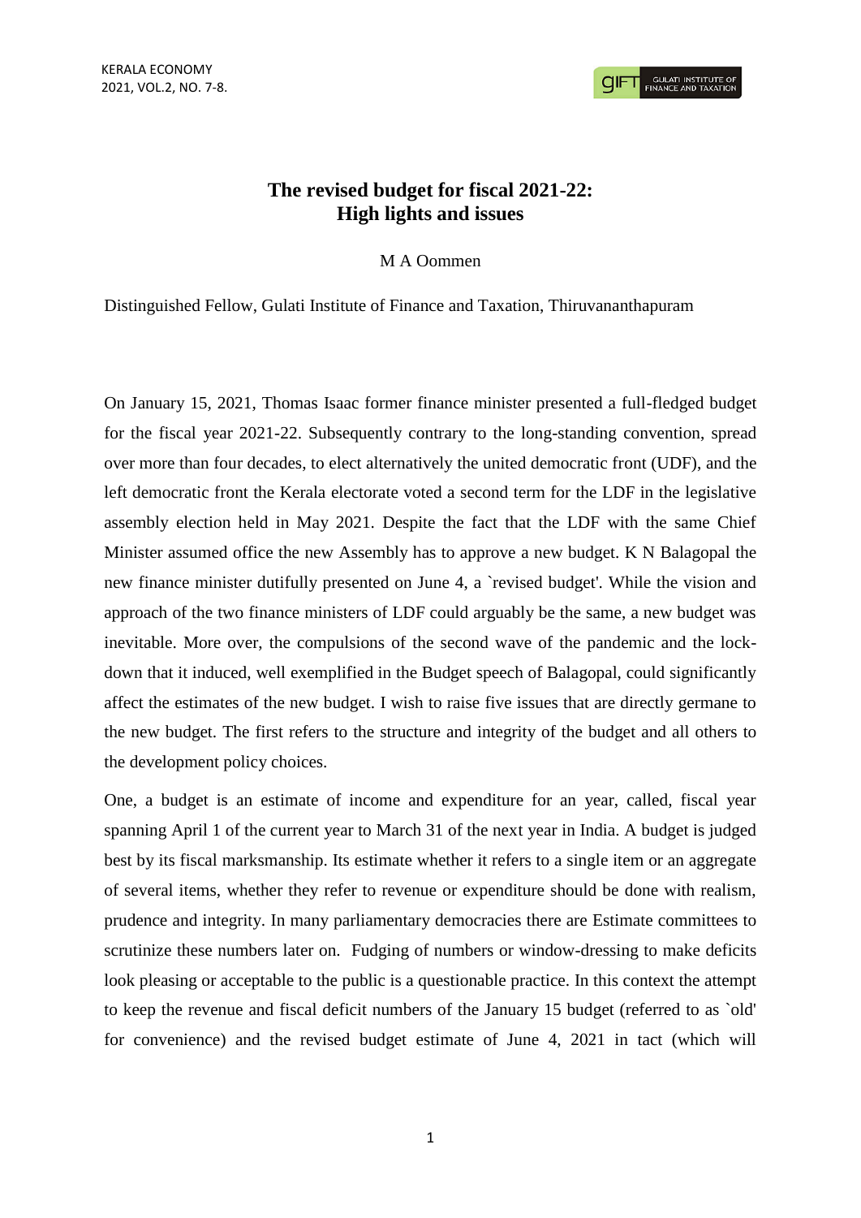# The revised budget for fiscal 2021-22: High lights and issues

M A Oommen

Distinguished Fellow, Gulati Institute of Finance and Taxation, Thiruvananthapuram

On January 15, 2021, Thomas Isaac former finance minister presented a full-fledged budget for the fiscal year 2021-22. Subsequently contrary to the long-standing convention, spread over more than four decades, to elect alternatively the united democratic front (UDF), and the left democratic front the Kerala electorate voted a second term for the LDF in the legislative assembly election held in May 2021. Despite the fact that the LDF with the same Chief Minister assumed office the new Assembly has to approve a new budget. K N Balagopal the new finance minister dutifully presented on June 4, a `revised budget'. While the vision and approach of the two finance ministers of LDF could arguably be the same, a new budget was inevitable. More over, the compulsions of the second wave of the pandemic and the lock-down that it induced, well exemplified in the Budget speech of Balagopal, could significantly affect the estimates of the new budget. I wish to raise five issues that are directly germane to the new budget. The first refers to the structure and integrity of the budget and all others to the development policy choices.

One, a budget is an estimate of income and expenditure for an year, called, fiscal year spanning April 1 of the current year to March 31 of the next year in India. A budget is judged best by its fiscal marksmanship. Its estimate whether it refers to a single item or an aggregate of several items, whether they refer to revenue or expenditure should be done with realism, prudence and integrity. In many parliamentary democracies there are Estimate committees to scrutinize these numbers later on. Fudging of numbers or window-dressing to make deficits look pleasing or acceptable to the public is a questionable practice. In this context the attempt to keep the revenue and fiscal deficit numbers of the January 15 budget (referred to as `old' for convenience) and the revised budget estimate of June 4, 2021 in tact (which will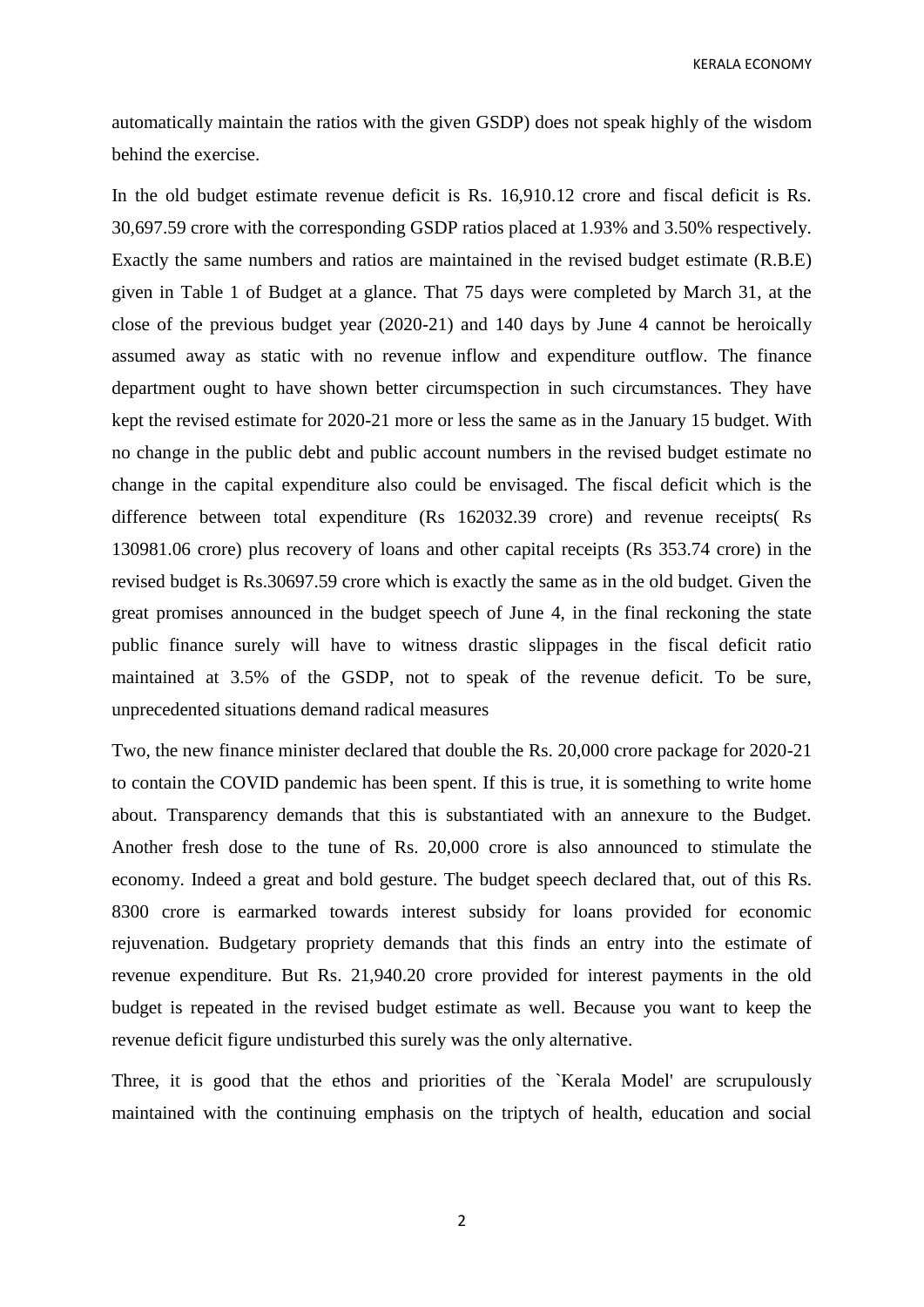automatically maintain the ratios with the given GSDP) does not speak highly of the wisdom behind the exercise.

In the old budget estimate revenue deficit is Rs. 16,910.12 crore and fiscal deficit is Rs. 30,697.59 crore with the corresponding GSDP ratios placed at 1.93% and 3.50% respectively. Exactly the same numbers and ratios are maintained in the revised budget estimate (R.B.E) given in Table 1 of Budget at a glance. That 75 days were completed by March 31, at the close of the previous budget year (2020-21) and 140 days by June 4 cannot be heroically assumed away as static with no revenue inflow and expenditure outflow. The finance department ought to have shown better circumspection in such circumstances. They have kept the revised estimate for 2020-21 more or less the same as in the January 15 budget. With no change in the public debt and public account numbers in the revised budget estimate no change in the capital expenditure also could be envisaged. The fiscal deficit which is the difference between total expenditure (Rs 162032.39 crore) and revenue receipts( Rs 130981.06 crore) plus recovery of loans and other capital receipts (Rs 353.74 crore) in the revised budget is Rs.30697.59 crore which is exactly the same as in the old budget. Given the great promises announced in the budget speech of June 4, in the final reckoning the state public finance surely will have to witness drastic slippages in the fiscal deficit ratio maintained at 3.5% of the GSDP, not to speak of the revenue deficit. To be sure, unprecedented situations demand radical measures

Two, the new finance minister declared that double the Rs. 20,000 crore package for 2020-21 to contain the COVID pandemic has been spent. If this is true, it is something to write home about. Transparency demands that this is substantiated with an annexure to the Budget. Another fresh dose to the tune of Rs. 20,000 crore is also announced to stimulate the economy. Indeed a great and bold gesture. The budget speech declared that, out of this Rs. 8300 crore is earmarked towards interest subsidy for loans provided for economic rejuvenation. Budgetary propriety demands that this finds an entry into the estimate of revenue expenditure. But Rs. 21,940.20 crore provided for interest payments in the old budget is repeated in the revised budget estimate as well. Because you want to keep the revenue deficit figure undisturbed this surely was the only alternative.

Three, it is good that the ethos and priorities of the `Kerala Model' are scrupulously maintained with the continuing emphasis on the triptych of health, education and social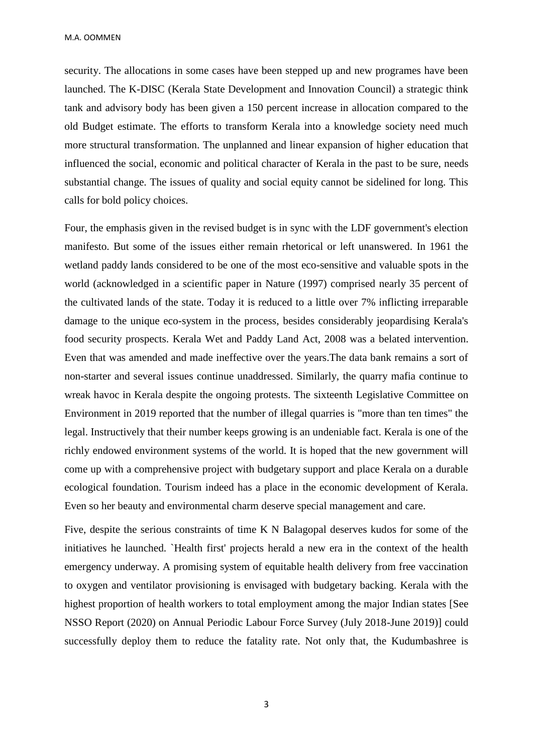security. The allocations in some cases have been stepped up and new programes have been launched. The K-DISC (Kerala State Development and Innovation Council) a strategic think tank and advisory body has been given a 150 percent increase in allocation compared to the old Budget estimate. The efforts to transform Kerala into a knowledge society need much more structural transformation. The unplanned and linear expansion of higher education that influenced the social, economic and political character of Kerala in the past to be sure, needs substantial change. The issues of quality and social equity cannot be sidelined for long. This calls for bold policy choices.

Four, the emphasis given in the revised budget is in sync with the LDF government's election manifesto. But some of the issues either remain rhetorical or left unanswered. In 1961 the wetland paddy lands considered to be one of the most eco-sensitive and valuable spots in the world (acknowledged in a scientific paper in Nature (1997) comprised nearly 35 percent of the cultivated lands of the state. Today it is reduced to a little over 7% inflicting irreparable damage to the unique eco-system in the process, besides considerably jeopardising Kerala's food security prospects. Kerala Wet and Paddy Land Act, 2008 was a belated intervention. Even that was amended and made ineffective over the years.The data bank remains a sort of non-starter and several issues continue unaddressed. Similarly, the quarry mafia continue to wreak havoc in Kerala despite the ongoing protests. The sixteenth Legislative Committee on Environment in 2019 reported that the number of illegal quarries is "more than ten times" the legal. Instructively that their number keeps growing is an undeniable fact. Kerala is one of the richly endowed environment systems of the world. It is hoped that the new government will come up with a comprehensive project with budgetary support and place Kerala on a durable ecological foundation. Tourism indeed has a place in the economic development of Kerala. Even so her beauty and environmental charm deserve special management and care.

Five, despite the serious constraints of time K N Balagopal deserves kudos for some of the initiatives he launched. `Health first' projects herald a new era in the context of the health emergency underway. A promising system of equitable health delivery from free vaccination to oxygen and ventilator provisioning is envisaged with budgetary backing. Kerala with the highest proportion of health workers to total employment among the major Indian states [See NSSO Report (2020) on Annual Periodic Labour Force Survey (July 2018-June 2019)] could successfully deploy them to reduce the fatality rate. Not only that, the Kudumbashree is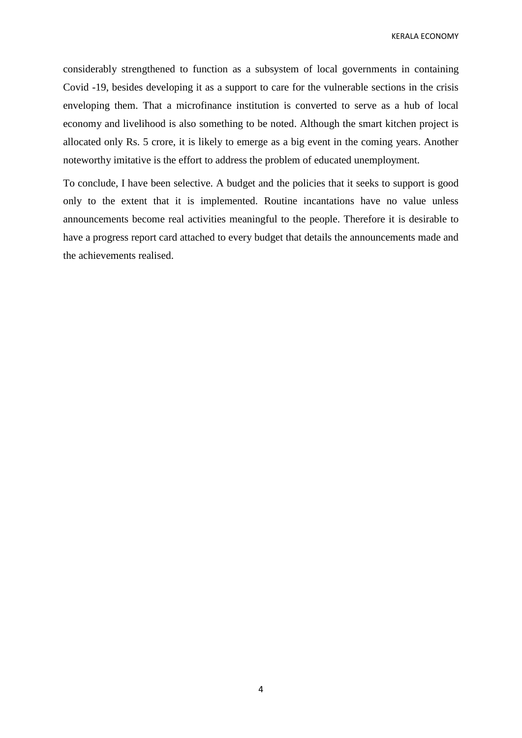considerably strengthened to function as a subsystem of local governments in containing Covid -19, besides developing it as a support to care for the vulnerable sections in the crisis enveloping them. That a microfinance institution is converted to serve as a hub of local economy and livelihood is also something to be noted. Although the smart kitchen project is allocated only Rs. 5 crore, it is likely to emerge as a big event in the coming years. Another noteworthy imitative is the effort to address the problem of educated unemployment.

To conclude, I have been selective. A budget and the policies that it seeks to support is good only to the extent that it is implemented. Routine incantations have no value unless announcements become real activities meaningful to the people. Therefore it is desirable to have a progress report card attached to every budget that details the announcements made and the achievements realised.